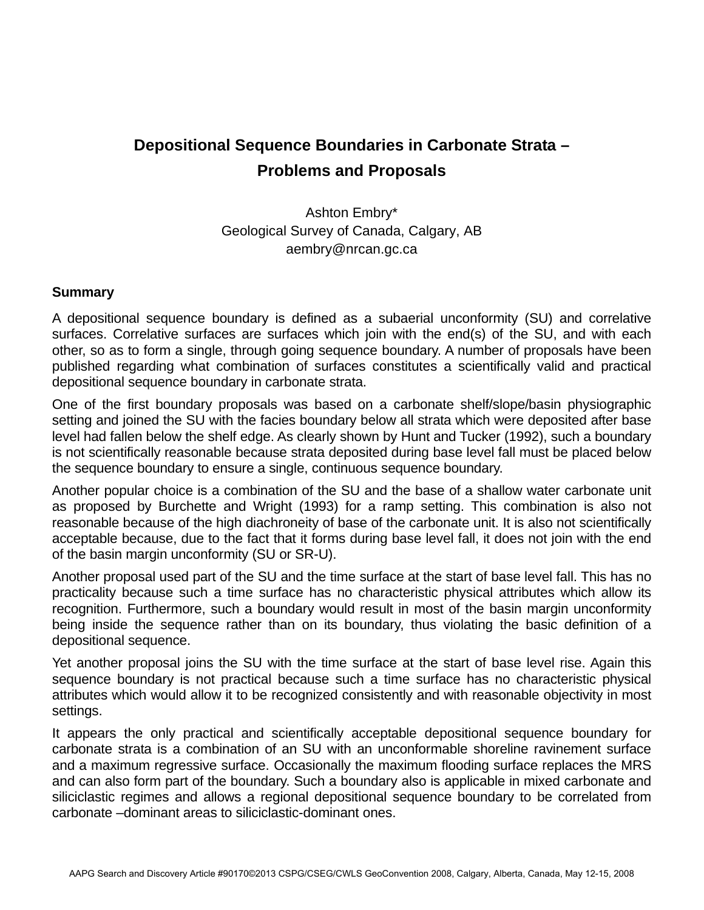# Depositional Sequence Boundaries in Carbonate Strata – Problems and Proposals

Ashton Embry*
Geological Survey of Canada, Calgary, AB
aembry@nrcan.gc.ca

## Summary

A depositional sequence boundary is defined as a subaerial unconformity (SU) and correlative surfaces. Correlative surfaces are surfaces which join with the end(s) of the SU, and with each other, so as to form a single, through going sequence boundary. A number of proposals have been published regarding what combination of surfaces constitutes a scientifically valid and practical depositional sequence boundary in carbonate strata.

One of the first boundary proposals was based on a carbonate shelf/slope/basin physiographic setting and joined the SU with the facies boundary below all strata which were deposited after base level had fallen below the shelf edge. As clearly shown by Hunt and Tucker (1992), such a boundary is not scientifically reasonable because strata deposited during base level fall must be placed below the sequence boundary to ensure a single, continuous sequence boundary.

Another popular choice is a combination of the SU and the base of a shallow water carbonate unit as proposed by Burchette and Wright (1993) for a ramp setting. This combination is also not reasonable because of the high diachroneity of base of the carbonate unit. It is also not scientifically acceptable because, due to the fact that it forms during base level fall, it does not join with the end of the basin margin unconformity (SU or SR-U).

Another proposal used part of the SU and the time surface at the start of base level fall. This has no practicality because such a time surface has no characteristic physical attributes which allow its recognition. Furthermore, such a boundary would result in most of the basin margin unconformity being inside the sequence rather than on its boundary, thus violating the basic definition of a depositional sequence.

Yet another proposal joins the SU with the time surface at the start of base level rise. Again this sequence boundary is not practical because such a time surface has no characteristic physical attributes which would allow it to be recognized consistently and with reasonable objectivity in most settings.

It appears the only practical and scientifically acceptable depositional sequence boundary for carbonate strata is a combination of an SU with an unconformable shoreline ravinement surface and a maximum regressive surface. Occasionally the maximum flooding surface replaces the MRS and can also form part of the boundary. Such a boundary also is applicable in mixed carbonate and siliciclastic regimes and allows a regional depositional sequence boundary to be correlated from carbonate –dominant areas to siliciclastic-dominant ones.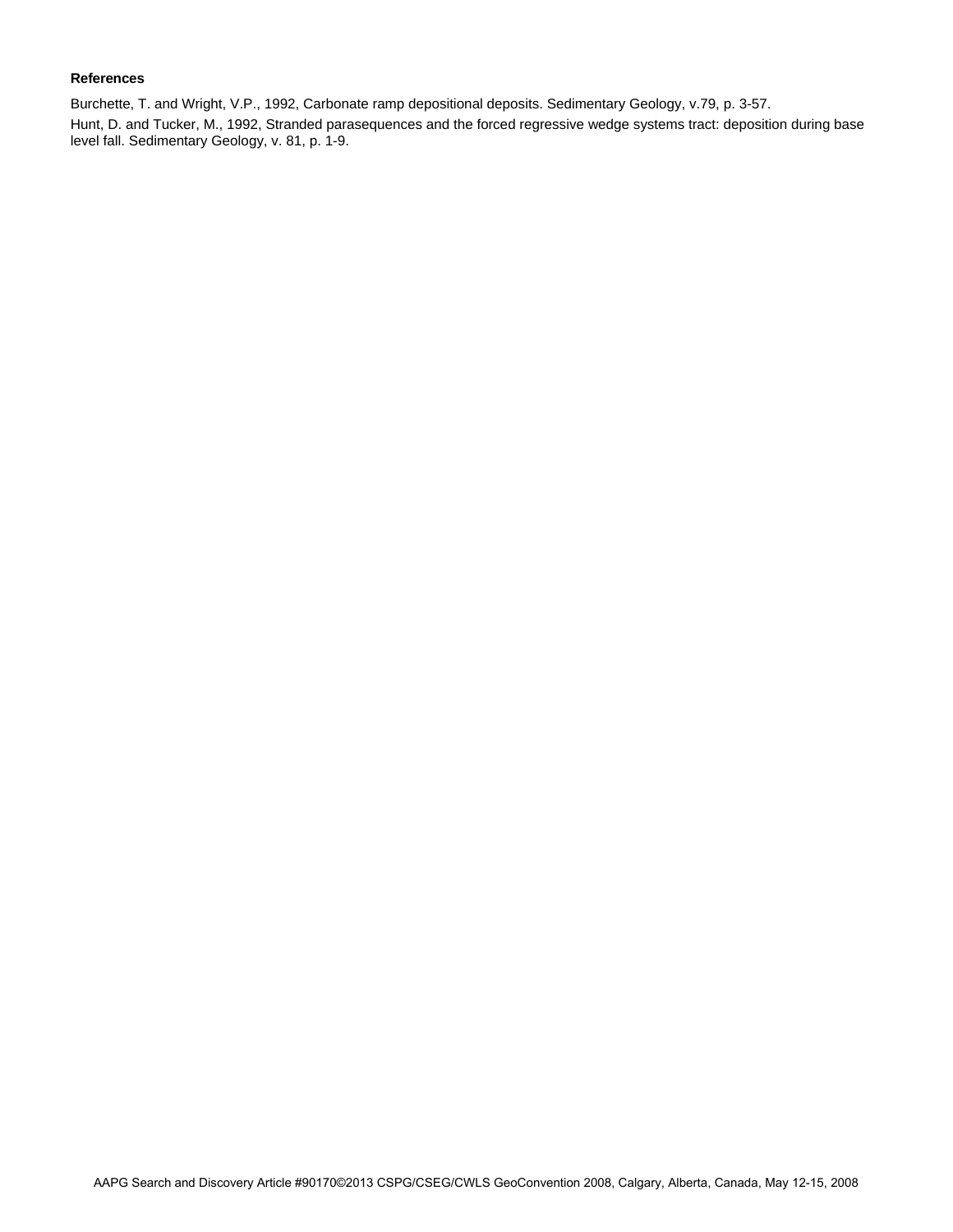**References**

Burchette, T. and Wright, V.P., 1992, Carbonate ramp depositional deposits. Sedimentary Geology, v.79, p. 3-57.

Hunt, D. and Tucker, M., 1992, Stranded parasequences and the forced regressive wedge systems tract: deposition during base level fall. Sedimentary Geology, v. 81, p. 1-9.